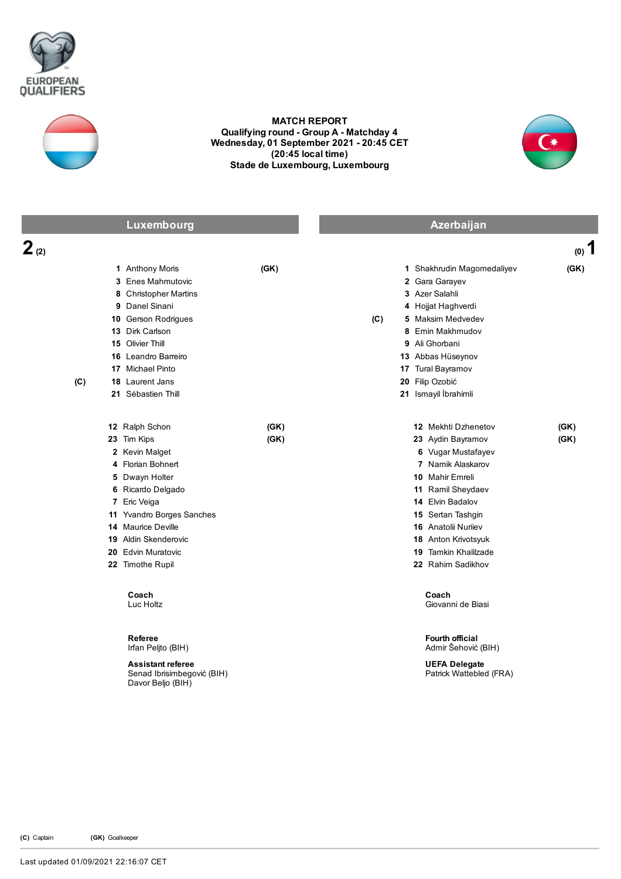EUROPEAN QUALIFIERS

# MATCH REPORT

**Qualifying round - Group A - Matchday 4**
**Wednesday, 01 September 2021 - 20:45 CET**
**(20:45 local time)**
**Stade de Luxembourg, Luxembourg**

| Luxembourg | | | Azerbaijan | | |
|---|---|---|---|---|---|
| **2** (2) | | | | | (0) **1** |
| | 1 | Anthony Moris (GK) | | 1 | Shakhrudin Magomedaliyev (GK) |
| | 3 | Enes Mahmutovic | | 2 | Gara Garayev |
| | 8 | Christopher Martins | | 3 | Azer Salahli |
| | 9 | Danel Sinani | | 4 | Hojjat Haghverdi |
| | 10 | Gerson Rodrigues | (C) | 5 | Maksim Medvedev |
| | 13 | Dirk Carlson | | 8 | Emin Makhmudov |
| | 15 | Olivier Thill | | 9 | Ali Ghorbani |
| | 16 | Leandro Barreiro | | 13 | Abbas Hüseynov |
| | 17 | Michael Pinto | | 17 | Tural Bayramov |
| (C) | 18 | Laurent Jans | | 20 | Filip Ozobić |
| | 21 | Sébastien Thill | | 21 | Ismayil İbrahimli |

| Luxembourg substitutes | | Azerbaijan substitutes | |
|---|---|---|---|
| 12 | Ralph Schon (GK) | 12 | Mekhti Dzhenetov (GK) |
| 23 | Tim Kips (GK) | 23 | Aydin Bayramov (GK) |
| 2 | Kevin Malget | 6 | Vugar Mustafayev |
| 4 | Florian Bohnert | 7 | Namik Alaskarov |
| 5 | Dwayn Holter | 10 | Mahir Emreli |
| 6 | Ricardo Delgado | 11 | Ramil Sheydaev |
| 7 | Eric Veiga | 14 | Elvin Badalov |
| 11 | Yvandro Borges Sanches | 15 | Sertan Tashgin |
| 14 | Maurice Deville | 16 | Anatolii Nuriiev |
| 19 | Aldin Skenderovic | 18 | Anton Krivotsyuk |
| 20 | Edvin Muratovic | 19 | Tamkin Khalilzade |
| 22 | Timothe Rupil | 22 | Rahim Sadikhov |

**Coach**
Luc Holtz

**Coach**
Giovanni de Biasi

**Referee**
Irfan Peljto (BIH)

**Assistant referee**
Senad Ibrisimbegović (BIH)
Davor Beljo (BIH)

**Fourth official**
Admir Šehović (BIH)

**UEFA Delegate**
Patrick Wattebled (FRA)

**(C)** Captain **(GK)** Goalkeeper

Last updated 01/09/2021 22:16:07 CET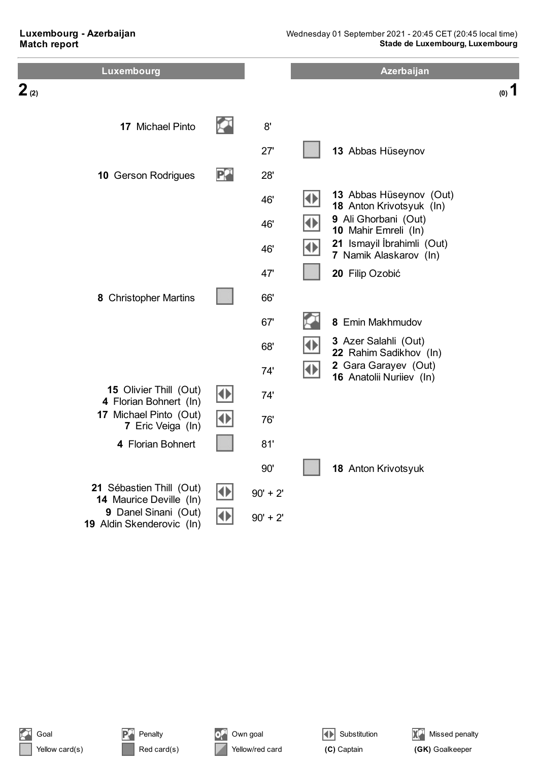**Luxembourg - Azerbaijan**
**Match report**

Wednesday 01 September 2021 - 20:45 CET (20:45 local time)
**Stade de Luxembourg, Luxembourg**

| Luxembourg | | | | Azerbaijan |
|---|---|---|---|---|
| **2** (2) | | | | (0) **1** |
| **17** Michael Pinto | Goal | 8' | | |
| | | 27' | Yellow card(s) | **13** Abbas Hüseynov |
| **10** Gerson Rodrigues | Penalty | 28' | | |
| | | 46' | Substitution | **13** Abbas Hüseynov (Out) **18** Anton Krivotsyuk (In) |
| | | 46' | Substitution | **9** Ali Ghorbani (Out) **10** Mahir Emreli (In) |
| | | 46' | Substitution | **21** Ismayil İbrahimli (Out) **7** Namik Alaskarov (In) |
| | | 47' | Yellow card(s) | **20** Filip Ozobić |
| **8** Christopher Martins | Yellow card(s) | 66' | | |
| | | 67' | Goal | **8** Emin Makhmudov |
| | | 68' | Substitution | **3** Azer Salahli (Out) **22** Rahim Sadikhov (In) |
| | | 74' | Substitution | **2** Gara Garayev (Out) **16** Anatolii Nuriiev (In) |
| **15** Olivier Thill (Out) **4** Florian Bohnert (In) | Substitution | 74' | | |
| **17** Michael Pinto (Out) **7** Eric Veiga (In) | Substitution | 76' | | |
| **4** Florian Bohnert | Yellow card(s) | 81' | | |
| | | 90' | Yellow card(s) | **18** Anton Krivotsyuk |
| **21** Sébastien Thill (Out) **14** Maurice Deville (In) | Substitution | 90' + 2' | | |
| **9** Danel Sinani (Out) **19** Aldin Skenderovic (In) | Substitution | 90' + 2' | | |

Goal | Penalty | Own goal | Substitution | Missed penalty
Yellow card(s) | Red card(s) | Yellow/red card | **(C)** Captain | **(GK)** Goalkeeper